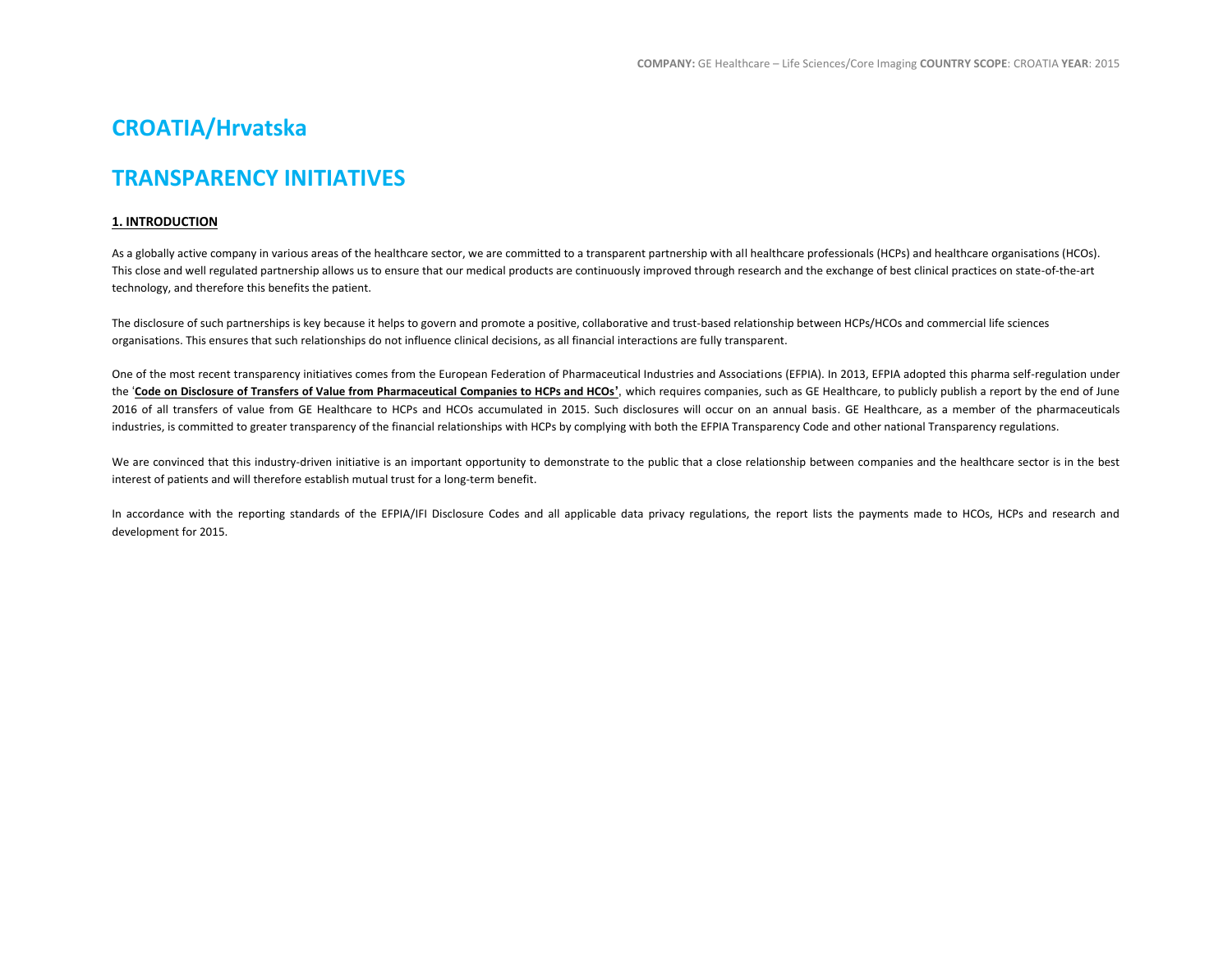# CROATIA/Hrvatska

# TRANSPARENCY INITIATIVES

**1. INTRODUCTION**

As a globally active company in various areas of the healthcare sector, we are committed to a transparent partnership with all healthcare professionals (HCPs) and healthcare organisations (HCOs). This close and well regulated partnership allows us to ensure that our medical products are continuously improved through research and the exchange of best clinical practices on state-of-the-art technology, and therefore this benefits the patient.

The disclosure of such partnerships is key because it helps to govern and promote a positive, collaborative and trust-based relationship between HCPs/HCOs and commercial life sciences organisations. This ensures that such relationships do not influence clinical decisions, as all financial interactions are fully transparent.

One of the most recent transparency initiatives comes from the European Federation of Pharmaceutical Industries and Associations (EFPIA). In 2013, EFPIA adopted this pharma self-regulation under the '**Code on Disclosure of Transfers of Value from Pharmaceutical Companies to HCPs and HCOs'**, which requires companies, such as GE Healthcare, to publicly publish a report by the end of June 2016 of all transfers of value from GE Healthcare to HCPs and HCOs accumulated in 2015. Such disclosures will occur on an annual basis. GE Healthcare, as a member of the pharmaceuticals industries, is committed to greater transparency of the financial relationships with HCPs by complying with both the EFPIA Transparency Code and other national Transparency regulations.

We are convinced that this industry-driven initiative is an important opportunity to demonstrate to the public that a close relationship between companies and the healthcare sector is in the best interest of patients and will therefore establish mutual trust for a long-term benefit.

In accordance with the reporting standards of the EFPIA/IFI Disclosure Codes and all applicable data privacy regulations, the report lists the payments made to HCOs, HCPs and research and development for 2015.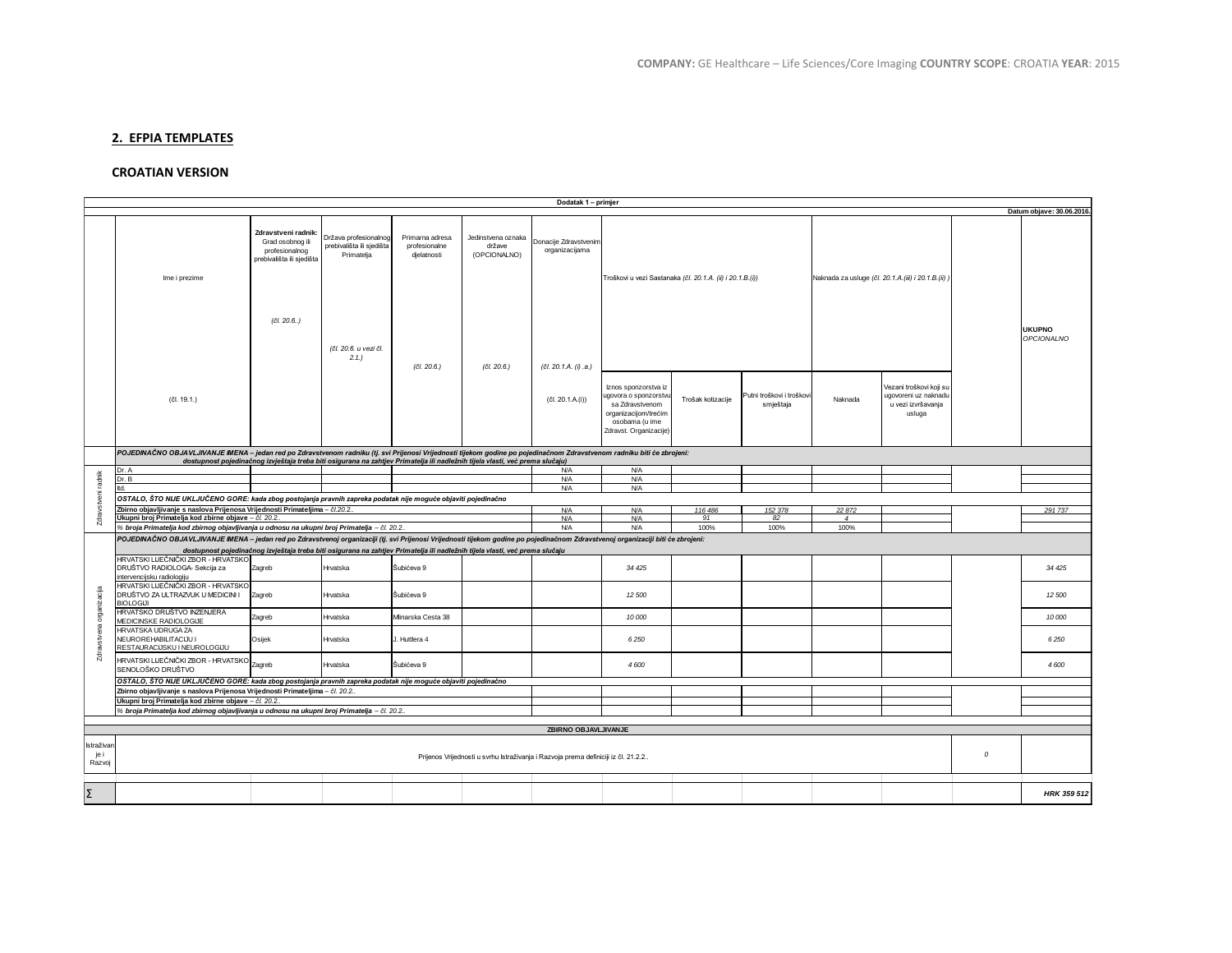## 2. EFPIA TEMPLATES

## CROATIAN VERSION

| Dodatak 1 – primjer | | | | | | | | | | | | | |
|---|---|---|---|---|---|---|---|---|---|---|---|---|---|
| | | | | | | | | | | | | | Datum objave: 30.06.2016. |
| | Ime i prezime (čl. 19.1.) | **Zdravstveni radnik:** Grad osobnog ili profesionalnog prebivališta ili sjedišta (čl. 20.6..) | Država profesionalnog prebivališta ili sjedišta Primatelja (čl. 20.6. u vezi čl. 2.1.) | Primarna adresa profesionalne djelatnosti (čl. 20.6.) | Jedinstvena oznaka države (OPCIONALNO) (čl. 20.6.) | Donacije Zdravstvenim organizacijama (čl. 20.1.A. (i) .a.) | Troškovi u vezi Sastanaka *(čl. 20.1.A. (ii) i 20.1.B.(i))* | | | Naknada za usluge *(čl. 20.1.A.(iii) i 20.1.B.(ii) )* | | | **UKUPNO** *OPCIONALNO* |
| | | | | | | (čl. 20.1.A.(i)) | Iznos sponzorstva iz ugovora o sponzorstvu sa Zdravstvenom organizacijom/trećim osobama (u ime Zdravst. Organizacije) | Trošak kotizacije | Putni troškovi i troškovi smještaja | Naknada | Vezani troškovi koji su ugovoreni uz naknadu u vezi izvršavanja usluga | | |
| Zdravstveni radnik | ***POJEDINAČNO OBJAVLJIVANJE IMENA** – jedan red po Zdravstvenom radniku (tj. svi Prijenosi Vrijednosti tijekom godine po pojedinačnom Zdravstvenom radniku biti će zbrojeni: dostupnost pojedinačnog izvještaja treba biti osigurana na zahtjev Primatelja ili nadležnih tijela vlasti, već prema slučaju)* | | | | | | | | | | | | |
| | Dr. A | | | | | N/A | N/A | | | | | | |
| | Dr. B | | | | | N/A | N/A | | | | | | |
| | Itd. | | | | | N/A | N/A | | | | | | |
| | ***OSTALO, ŠTO NIJE UKLJUČENO GORE:** kada zbog postojanja pravnih zapreka podatak nije moguće objaviti pojedinačno* | | | | | | | | | | | | |
| | **Zbirno objavljivanje s naslova Prijenosa Vrijednosti Primateljima** – *čl.20.2..* | | | | | N/A | N/A | *116 486* | *152 378* | *22 872* | | | *291 737* |
| | **Ukupni broj Primatelja kod zbirne objave** – *čl. 20.2..* | | | | | N/A | N/A | *91* | *82* | *4* | | | |
| | *% **broja Primatelja kod zbirnog objavljivanja u odnosu na ukupni broj Primatelja** – čl. 20.2..* | | | | | N/A | N/A | 100% | 100% | 100% | | | |
| Zdravstvena organizacija | ***POJEDINAČNO OBJAVLJIVANJE IMENA** – jedan red po Zdravstvenoj organizaciji (tj. svi Prijenosi Vrijednosti tijekom godine po pojedinačnom Zdravstvenoj organizaciji biti će zbrojeni: dostupnost pojedinačnog izvještaja treba biti osigurana na zahtjev Primatelja ili nadležnih tijela vlasti, već prema slučaju* | | | | | | | | | | | | |
| | HRVATSKI LIJEČNIČKI ZBOR - HRVATSKO DRUŠTVO RADIOLOGA- Sekcija za intervencijsku radiologiju | Zagreb | Hrvatska | Šubićeva 9 | | | *34 425* | | | | | | *34 425* |
| | HRVATSKI LIJEČNIČKI ZBOR - HRVATSKO DRUŠTVO ZA ULTRAZVUK U MEDICINI I BIOLOGIJI | Zagreb | Hrvatska | Šubićeva 9 | | | *12 500* | | | | | | *12 500* |
| | HRVATSKO DRUŠTVO INŽENJERA MEDICINSKE RADIOLOGIJE | Zagreb | Hrvatska | Mlinarska Cesta 38 | | | *10 000* | | | | | | *10 000* |
| | HRVATSKA UDRUGA ZA NEUROREHABILITACIJU I RESTAURACIJSKU I NEUROLOGIJU | Osijek | Hrvatska | J. Huttlera 4 | | | *6 250* | | | | | | *6 250* |
| | HRVATSKI LIJEČNIČKI ZBOR - HRVATSKO SENOLOŠKO DRUŠTVO | Zagreb | Hrvatska | Šubićeva 9 | | | *4 600* | | | | | | *4 600* |
| | ***OSTALO, ŠTO NIJE UKLJUČENO GORE:** kada zbog postojanja pravnih zapreka podatak nije moguće objaviti pojedinačno* | | | | | | | | | | | | |
| | **Zbirno objavljivanje s naslova Prijenosa Vrijednosti Primateljima** – *čl. 20.2..* | | | | | | | | | | | | |
| | **Ukupni broj Primatelja kod zbirne objave** – *čl. 20.2..* | | | | | | | | | | | | |
| | *% **broja Primatelja kod zbirnog objavljivanja u odnosu na ukupni broj Primatelja** – čl. 20.2..* | | | | | | | | | | | | |
| **ZBIRNO OBJAVLJIVANJE** | | | | | | | | | | | | | |
| Istraživanje i Razvoj | Prijenos Vrijednosti u svrhu Istraživanja i Razvoja prema definiciji iz čl. 21.2.2.. | | | | | | | | | | | *0* | |
| Σ | | | | | | | | | | | | | ***HRK 359 512*** |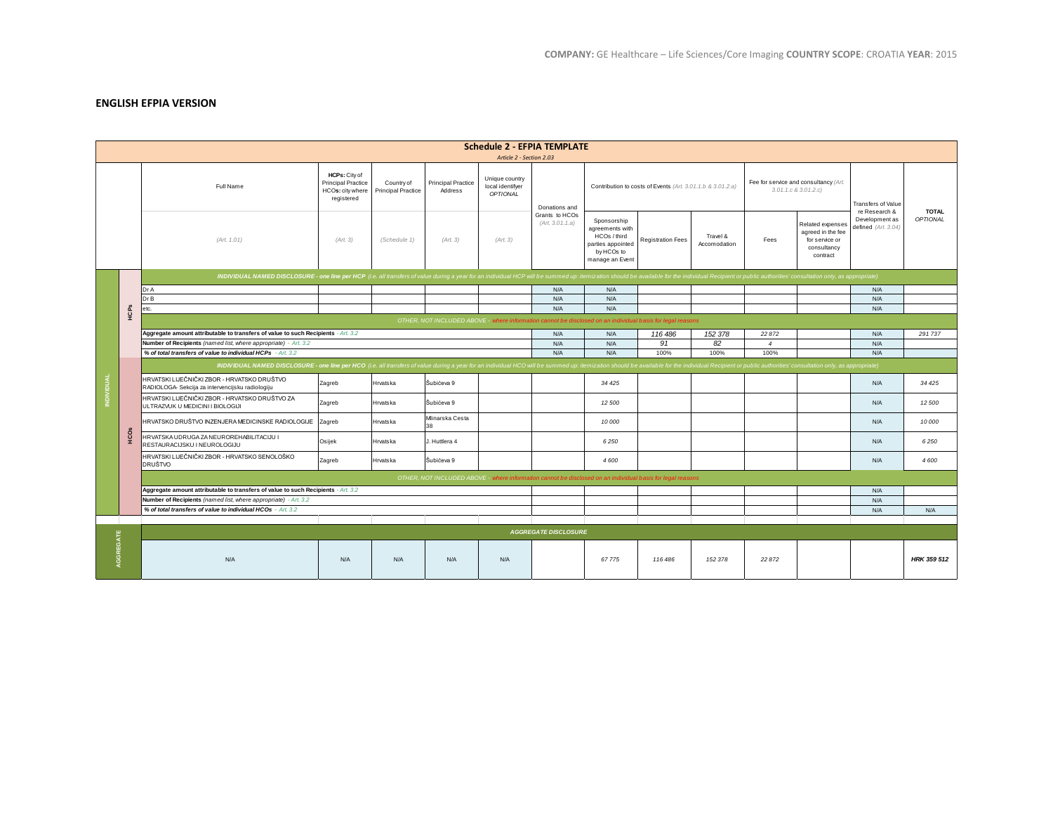**COMPANY:** GE Healthcare – Life Sciences/Core Imaging **COUNTRY SCOPE**: CROATIA **YEAR**: 2015

## ENGLISH EFPIA VERSION

**Schedule 2 - EFPIA TEMPLATE**
*Article 2 - Section 2.03*

| | | Full Name | HCPs: City of Principal Practice HCOs: city where registered | Country of Principal Practice | Principal Practice Address | Unique country local identifyer OPTIONAL | Donations and Grants to HCOs | Contribution to costs of Events (Art. 3.01.1.b & 3.01.2.a) | | | Fee for service and consultancy (Art. 3.01.1.c & 3.01.2.c) | | Transfers of Value re Research & Development as defined (Art. 3.04) | TOTAL OPTIONAL |
|---|---|---|---|---|---|---|---|---|---|---|---|---|---|---|
| | | (Art. 1.01) | (Art. 3) | (Schedule 1) | (Art. 3) | (Art. 3) | (Art. 3.01.1.a) | Sponsorship agreements with HCOs / third parties appointed by HCOs to manage an Event | Registration Fees | Travel & Accomodation | Fees | Related expenses agreed in the fee for service or consultancy contract | | |
| INDIVIDUAL | HCPs | *INDIVIDUAL NAMED DISCLOSURE - one line per HCP (i.e. all transfers of value during a year for an individual HCP will be summed up: itemization should be available for the individual Recipient or public authorities' consultation only, as appropriate)* | | | | | | | | | | | | |
| | | Dr A | | | | | N/A | N/A | | | | | N/A | |
| | | Dr B | | | | | N/A | N/A | | | | | N/A | |
| | | etc. | | | | | N/A | N/A | | | | | N/A | |
| | | *OTHER, NOT INCLUDED ABOVE - where information cannot be disclosed on an individual basis for legal reasons* | | | | | | | | | | | | |
| | | **Aggregate amount attributable to transfers of value to such Recipients** - Art. 3.2 | | | | | N/A | N/A | 116 486 | 152 378 | 22 872 | | N/A | 291 737 |
| | | **Number of Recipients** (named list, where appropriate) - Art. 3.2 | | | | | N/A | N/A | 91 | 82 | 4 | | N/A | |
| | | **% of total transfers of value to individual HCPs** - Art. 3.2 | | | | | N/A | N/A | 100% | 100% | 100% | | N/A | |
| | HCOs | *INDIVIDUAL NAMED DISCLOSURE - one line per HCO (i.e. all transfers of value during a year for an individual HCO will be summed up: itemization should be available for the individual Recipient or public authorities' consultation only, as appropriate)* | | | | | | | | | | | | |
| | | HRVATSKI LIJEČNIČKI ZBOR - HRVATSKO DRUŠTVO RADIOLOGA- Sekcija za intervencijsku radiologiju | Zagreb | Hrvatska | Šubićeva 9 | | | 34 425 | | | | | N/A | 34 425 |
| | | HRVATSKI LIJEČNIČKI ZBOR - HRVATSKO DRUŠTVO ZA ULTRAZVUK U MEDICINI I BIOLOGIJI | Zagreb | Hrvatska | Šubićeva 9 | | | 12 500 | | | | | N/A | 12 500 |
| | | HRVATSKO DRUŠTVO INZENJERA MEDICINSKE RADIOLOGIJE | Zagreb | Hrvatska | Mlinarska Cesta 38 | | | 10 000 | | | | | N/A | 10 000 |
| | | HRVATSKA UDRUGA ZA NEUROREHABILITACIJU I RESTAURACIJSKU I NEUROLOGIJU | Osijek | Hrvatska | J. Huttlera 4 | | | 6 250 | | | | | N/A | 6 250 |
| | | HRVATSKI LIJEČNIČKI ZBOR - HRVATSKO SENOLOŠKO DRUŠTVO | Zagreb | Hrvatska | Šubićeva 9 | | | 4 600 | | | | | N/A | 4 600 |
| | | *OTHER, NOT INCLUDED ABOVE - where information cannot be disclosed on an individual basis for legal reasons* | | | | | | | | | | | | |
| | | **Aggregate amount attributable to transfers of value to such Recipients** - Art. 3.2 | | | | | | | | | | | N/A | |
| | | **Number of Recipients** (named list, where appropriate) - Art. 3.2 | | | | | | | | | | | N/A | |
| | | **% of total transfers of value to individual HCOs** - Art. 3.2 | | | | | | | | | | | N/A | N/A |
| AGGREGATE | | *AGGREGATE DISCLOSURE* | | | | | | | | | | | | |
| | | N/A | N/A | N/A | N/A | N/A | | 67 775 | 116 486 | 152 378 | 22 872 | | | **HRK 359 512** |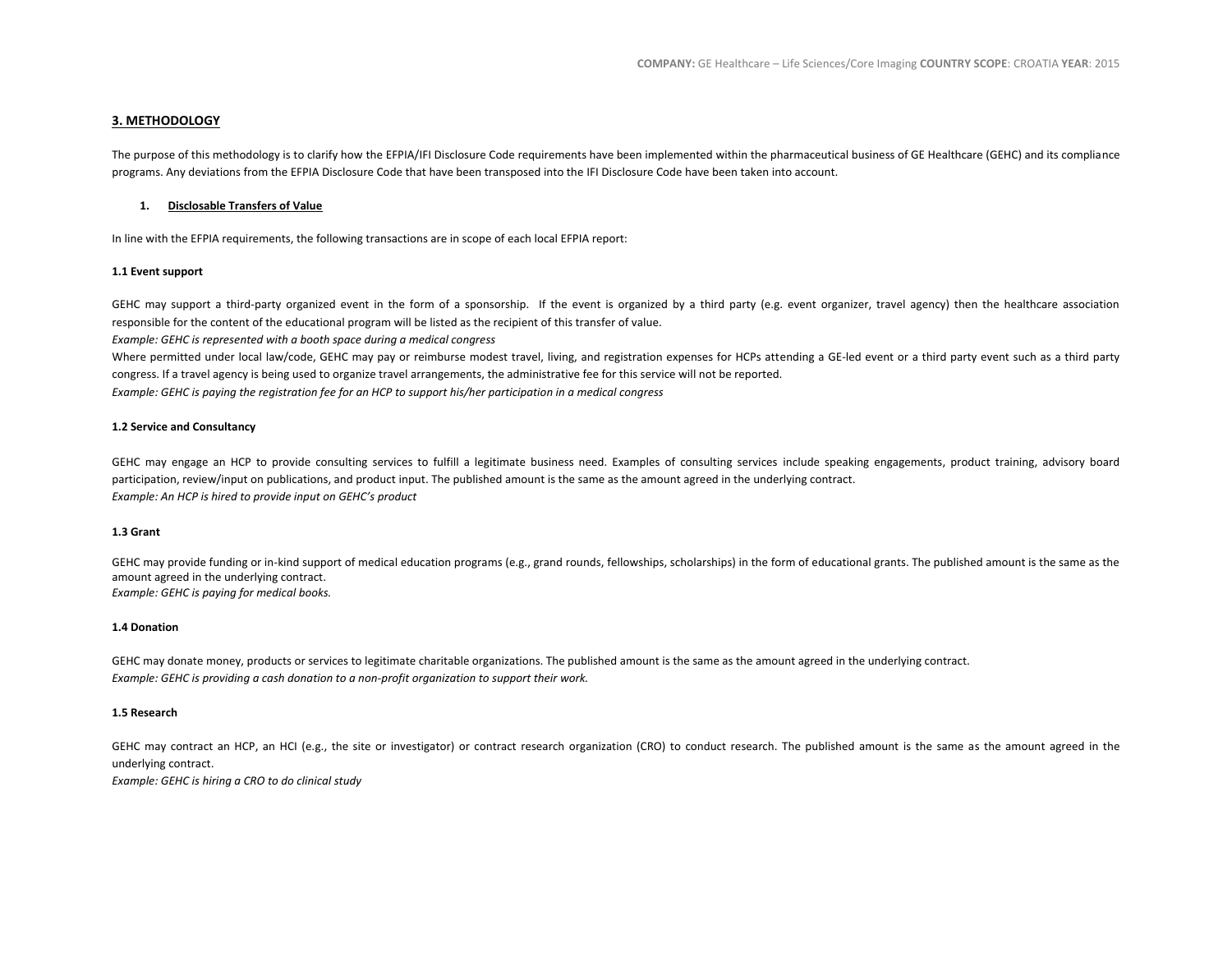## 3. METHODOLOGY

The purpose of this methodology is to clarify how the EFPIA/IFI Disclosure Code requirements have been implemented within the pharmaceutical business of GE Healthcare (GEHC) and its compliance programs. Any deviations from the EFPIA Disclosure Code that have been transposed into the IFI Disclosure Code have been taken into account.

### 1. Disclosable Transfers of Value

In line with the EFPIA requirements, the following transactions are in scope of each local EFPIA report:

#### 1.1 Event support

GEHC may support a third-party organized event in the form of a sponsorship. If the event is organized by a third party (e.g. event organizer, travel agency) then the healthcare association responsible for the content of the educational program will be listed as the recipient of this transfer of value.

*Example: GEHC is represented with a booth space during a medical congress*

Where permitted under local law/code, GEHC may pay or reimburse modest travel, living, and registration expenses for HCPs attending a GE-led event or a third party event such as a third party congress. If a travel agency is being used to organize travel arrangements, the administrative fee for this service will not be reported.

*Example: GEHC is paying the registration fee for an HCP to support his/her participation in a medical congress*

#### 1.2 Service and Consultancy

GEHC may engage an HCP to provide consulting services to fulfill a legitimate business need. Examples of consulting services include speaking engagements, product training, advisory board participation, review/input on publications, and product input. The published amount is the same as the amount agreed in the underlying contract.

*Example: An HCP is hired to provide input on GEHC's product*

#### 1.3 Grant

GEHC may provide funding or in-kind support of medical education programs (e.g., grand rounds, fellowships, scholarships) in the form of educational grants. The published amount is the same as the amount agreed in the underlying contract.

*Example: GEHC is paying for medical books.*

#### 1.4 Donation

GEHC may donate money, products or services to legitimate charitable organizations. The published amount is the same as the amount agreed in the underlying contract.

*Example: GEHC is providing a cash donation to a non-profit organization to support their work.*

#### 1.5 Research

GEHC may contract an HCP, an HCI (e.g., the site or investigator) or contract research organization (CRO) to conduct research. The published amount is the same as the amount agreed in the underlying contract.

*Example: GEHC is hiring a CRO to do clinical study*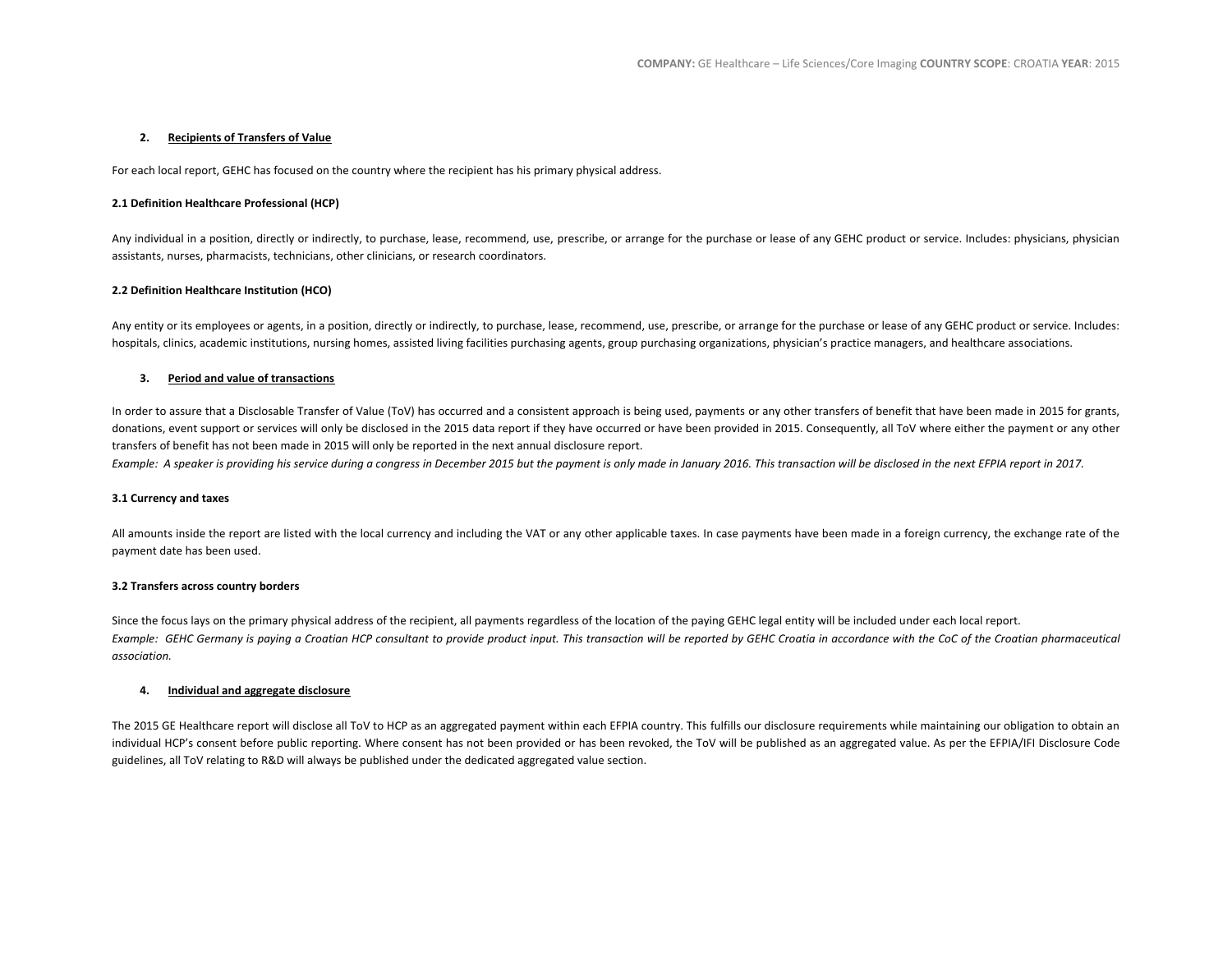## 2. Recipients of Transfers of Value

For each local report, GEHC has focused on the country where the recipient has his primary physical address.

### 2.1 Definition Healthcare Professional (HCP)

Any individual in a position, directly or indirectly, to purchase, lease, recommend, use, prescribe, or arrange for the purchase or lease of any GEHC product or service. Includes: physicians, physician assistants, nurses, pharmacists, technicians, other clinicians, or research coordinators.

### 2.2 Definition Healthcare Institution (HCO)

Any entity or its employees or agents, in a position, directly or indirectly, to purchase, lease, recommend, use, prescribe, or arrange for the purchase or lease of any GEHC product or service. Includes: hospitals, clinics, academic institutions, nursing homes, assisted living facilities purchasing agents, group purchasing organizations, physician's practice managers, and healthcare associations.

## 3. Period and value of transactions

In order to assure that a Disclosable Transfer of Value (ToV) has occurred and a consistent approach is being used, payments or any other transfers of benefit that have been made in 2015 for grants, donations, event support or services will only be disclosed in the 2015 data report if they have occurred or have been provided in 2015. Consequently, all ToV where either the payment or any other transfers of benefit has not been made in 2015 will only be reported in the next annual disclosure report.

*Example: A speaker is providing his service during a congress in December 2015 but the payment is only made in January 2016. This transaction will be disclosed in the next EFPIA report in 2017.*

### 3.1 Currency and taxes

All amounts inside the report are listed with the local currency and including the VAT or any other applicable taxes. In case payments have been made in a foreign currency, the exchange rate of the payment date has been used.

### 3.2 Transfers across country borders

Since the focus lays on the primary physical address of the recipient, all payments regardless of the location of the paying GEHC legal entity will be included under each local report.

*Example: GEHC Germany is paying a Croatian HCP consultant to provide product input. This transaction will be reported by GEHC Croatia in accordance with the CoC of the Croatian pharmaceutical association.*

## 4. Individual and aggregate disclosure

The 2015 GE Healthcare report will disclose all ToV to HCP as an aggregated payment within each EFPIA country. This fulfills our disclosure requirements while maintaining our obligation to obtain an individual HCP's consent before public reporting. Where consent has not been provided or has been revoked, the ToV will be published as an aggregated value. As per the EFPIA/IFI Disclosure Code guidelines, all ToV relating to R&D will always be published under the dedicated aggregated value section.